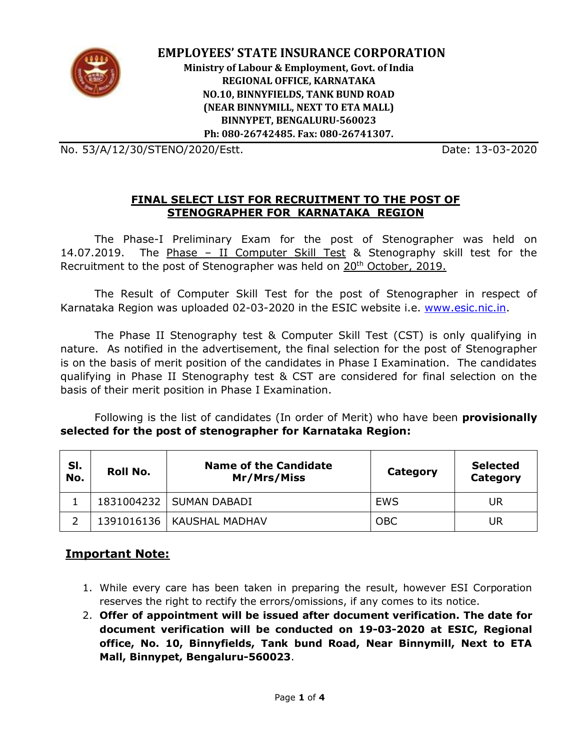# EMPLOYEES' STATE INSURANCE CORPORATION

**Ministry of Labour & Employment, Govt. of India**
**REGIONAL OFFICE, KARNATAKA**
**NO.10, BINNYFIELDS, TANK BUND ROAD**
**(NEAR BINNYMILL, NEXT TO ETA MALL)**
**BINNYPET, BENGALURU-560023**
**Ph: 080-26742485. Fax: 080-26741307.**

No. 53/A/12/30/STENO/2020/Estt. Date: 13-03-2020

## FINAL SELECT LIST FOR RECRUITMENT TO THE POST OF STENOGRAPHER FOR KARNATAKA REGION

The Phase-I Preliminary Exam for the post of Stenographer was held on 14.07.2019. The Phase – II Computer Skill Test & Stenography skill test for the Recruitment to the post of Stenographer was held on 20th October, 2019.

The Result of Computer Skill Test for the post of Stenographer in respect of Karnataka Region was uploaded 02-03-2020 in the ESIC website i.e. www.esic.nic.in.

The Phase II Stenography test & Computer Skill Test (CST) is only qualifying in nature. As notified in the advertisement, the final selection for the post of Stenographer is on the basis of merit position of the candidates in Phase I Examination. The candidates qualifying in Phase II Stenography test & CST are considered for final selection on the basis of their merit position in Phase I Examination.

Following is the list of candidates (In order of Merit) who have been **provisionally selected for the post of stenographer for Karnataka Region:**

| Sl. No. | Roll No. | Name of the Candidate Mr/Mrs/Miss | Category | Selected Category |
|---|---|---|---|---|
| 1 | 1831004232 | SUMAN DABADI | EWS | UR |
| 2 | 1391016136 | KAUSHAL MADHAV | OBC | UR |

## Important Note:

1. While every care has been taken in preparing the result, however ESI Corporation reserves the right to rectify the errors/omissions, if any comes to its notice.
2. **Offer of appointment will be issued after document verification. The date for document verification will be conducted on 19-03-2020 at ESIC, Regional office, No. 10, Binnyfields, Tank bund Road, Near Binnymill, Next to ETA Mall, Binnypet, Bengaluru-560023**.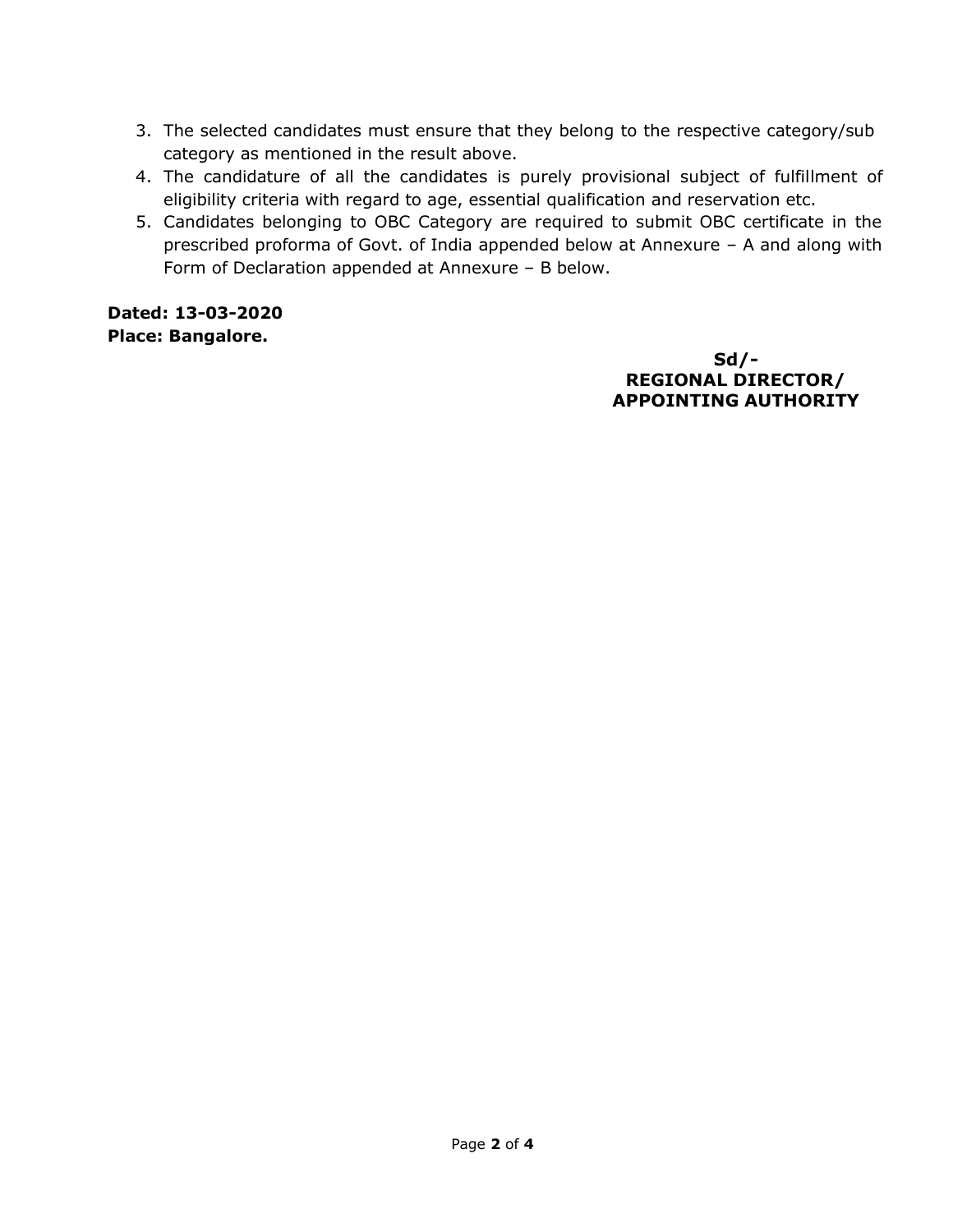3. The selected candidates must ensure that they belong to the respective category/sub category as mentioned in the result above.
4. The candidature of all the candidates is purely provisional subject of fulfillment of eligibility criteria with regard to age, essential qualification and reservation etc.
5. Candidates belonging to OBC Category are required to submit OBC certificate in the prescribed proforma of Govt. of India appended below at Annexure – A and along with Form of Declaration appended at Annexure – B below.

**Dated: 13-03-2020**
**Place: Bangalore.**

**Sd/-**
**REGIONAL DIRECTOR/**
**APPOINTING AUTHORITY**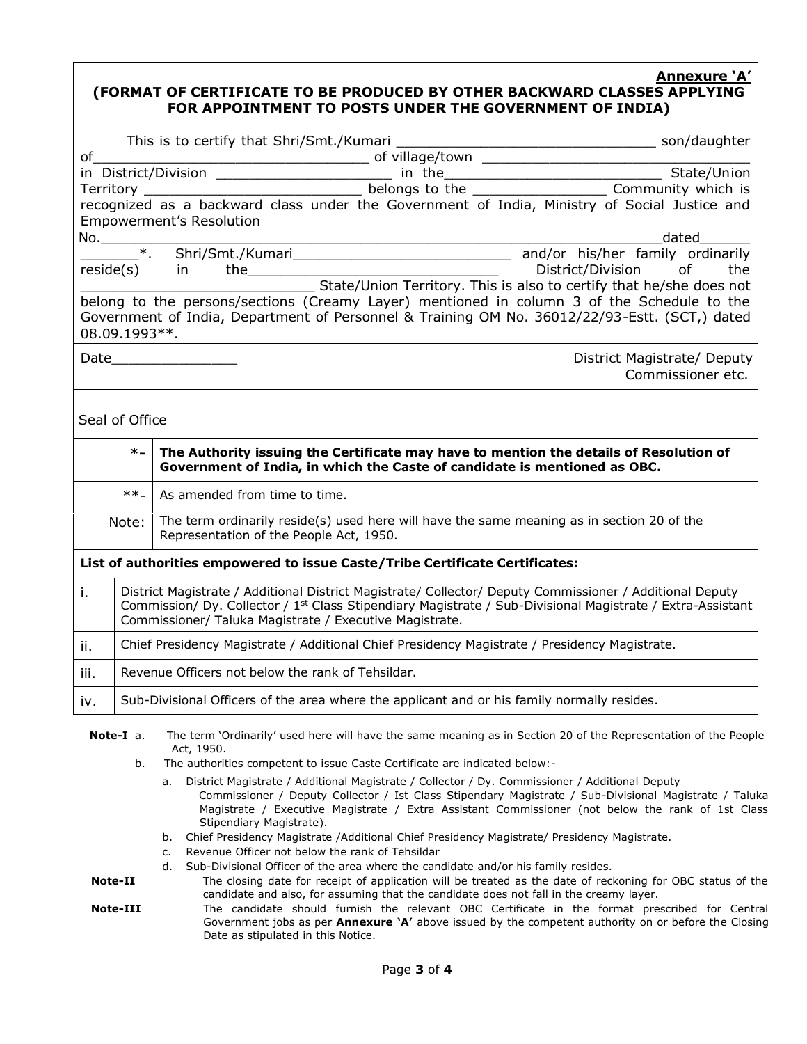**Annexure 'A'**

**(FORMAT OF CERTIFICATE TO BE PRODUCED BY OTHER BACKWARD CLASSES APPLYING FOR APPOINTMENT TO POSTS UNDER THE GOVERNMENT OF INDIA)**

This is to certify that Shri/Smt./Kumari _______________________________ son/daughter of___________________________________ of village/town _______________________________ in District/Division _____________________ in the__________________________ State/Union Territory __________________________ belongs to the ________________ Community which is recognized as a backward class under the Government of India, Ministry of Social Justice and Empowerment's Resolution No.__________________________________________________________________dated______ _______*. Shri/Smt./Kumari___________________________ and/or his/her family ordinarily reside(s) in the______________________________ District/Division of the ____________________________ State/Union Territory. This is also to certify that he/she does not belong to the persons/sections (Creamy Layer) mentioned in column 3 of the Schedule to the Government of India, Department of Personnel & Training OM No. 36012/22/93-Estt. (SCT,) dated 08.09.1993**.

| Date_______________ | District Magistrate/ Deputy Commissioner etc. |
|---|---|

Seal of Office

| | |
|---|---|
| *- | **The Authority issuing the Certificate may have to mention the details of Resolution of Government of India, in which the Caste of candidate is mentioned as OBC.** |
| **- | As amended from time to time. |
| Note: | The term ordinarily reside(s) used here will have the same meaning as in section 20 of the Representation of the People Act, 1950. |

**List of authorities empowered to issue Caste/Tribe Certificate Certificates:**

| | |
|---|---|
| i. | District Magistrate / Additional District Magistrate/ Collector/ Deputy Commissioner / Additional Deputy Commission/ Dy. Collector / 1st Class Stipendiary Magistrate / Sub-Divisional Magistrate / Extra-Assistant Commissioner/ Taluka Magistrate / Executive Magistrate. |
| ii. | Chief Presidency Magistrate / Additional Chief Presidency Magistrate / Presidency Magistrate. |
| iii. | Revenue Officers not below the rank of Tehsildar. |
| iv. | Sub-Divisional Officers of the area where the applicant and or his family normally resides. |

**Note-I** a. The term 'Ordinarily' used here will have the same meaning as in Section 20 of the Representation of the People Act, 1950.

b. The authorities competent to issue Caste Certificate are indicated below:-

  a. District Magistrate / Additional Magistrate / Collector / Dy. Commissioner / Additional Deputy Commissioner / Deputy Collector / Ist Class Stipendary Magistrate / Sub-Divisional Magistrate / Taluka Magistrate / Executive Magistrate / Extra Assistant Commissioner (not below the rank of 1st Class Stipendiary Magistrate).

  b. Chief Presidency Magistrate /Additional Chief Presidency Magistrate/ Presidency Magistrate.

  c. Revenue Officer not below the rank of Tehsildar

  d. Sub-Divisional Officer of the area where the candidate and/or his family resides.

**Note-II** The closing date for receipt of application will be treated as the date of reckoning for OBC status of the candidate and also, for assuming that the candidate does not fall in the creamy layer.

**Note-III** The candidate should furnish the relevant OBC Certificate in the format prescribed for Central Government jobs as per **Annexure 'A'** above issued by the competent authority on or before the Closing Date as stipulated in this Notice.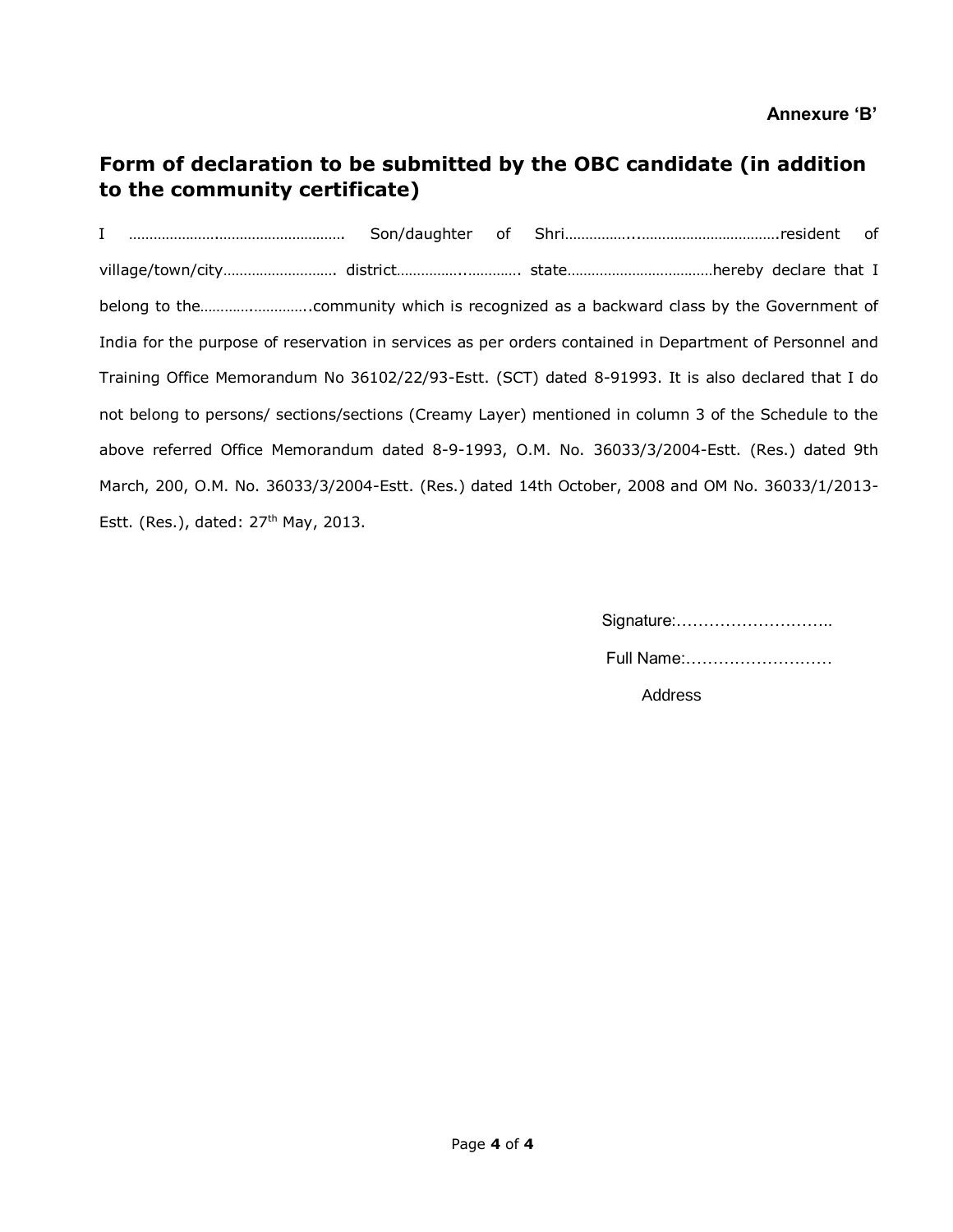**Annexure 'B'**

## Form of declaration to be submitted by the OBC candidate (in addition to the community certificate)

I ……………….…………………………. Son/daughter of Shri…………...…………………………….resident of village/town/city………………………. district…………...…………. state………………………………hereby declare that I belong to the………..…………..community which is recognized as a backward class by the Government of India for the purpose of reservation in services as per orders contained in Department of Personnel and Training Office Memorandum No 36102/22/93-Estt. (SCT) dated 8-91993. It is also declared that I do not belong to persons/ sections/sections (Creamy Layer) mentioned in column 3 of the Schedule to the above referred Office Memorandum dated 8-9-1993, O.M. No. 36033/3/2004-Estt. (Res.) dated 9th March, 200, O.M. No. 36033/3/2004-Estt. (Res.) dated 14th October, 2008 and OM No. 36033/1/2013-Estt. (Res.), dated: 27th May, 2013.

Signature:………………………..

Full Name:………………………

Address